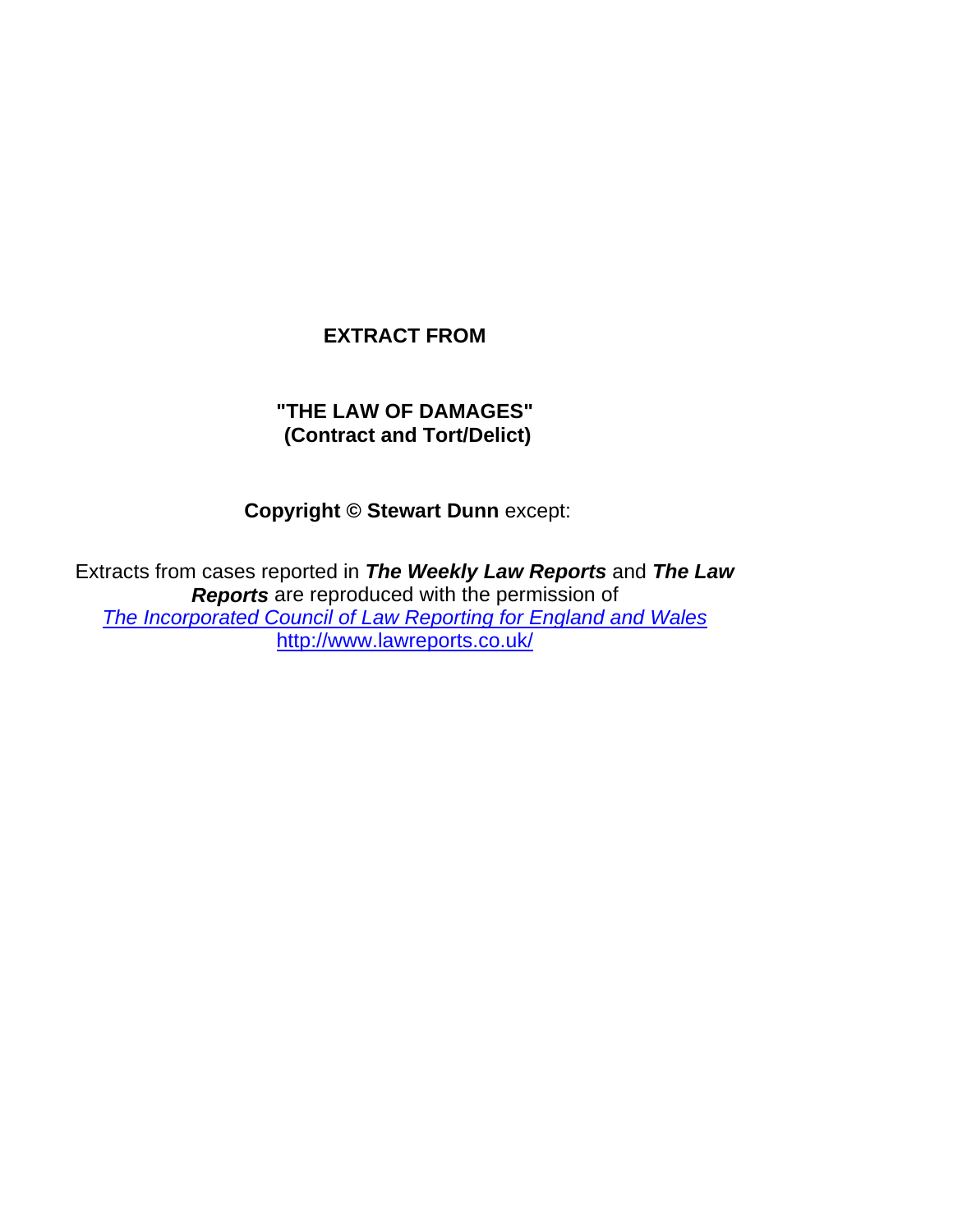**EXTRACT FROM**

**"THE LAW OF DAMAGES"**
**(Contract and Tort/Delict)**

**Copyright © Stewart Dunn** except:

Extracts from cases reported in ***The Weekly Law Reports*** and ***The Law Reports*** are reproduced with the permission of
*[The Incorporated Council of Law Reporting for England and Wales](http://www.lawreports.co.uk/)*
[http://www.lawreports.co.uk/](http://www.lawreports.co.uk/)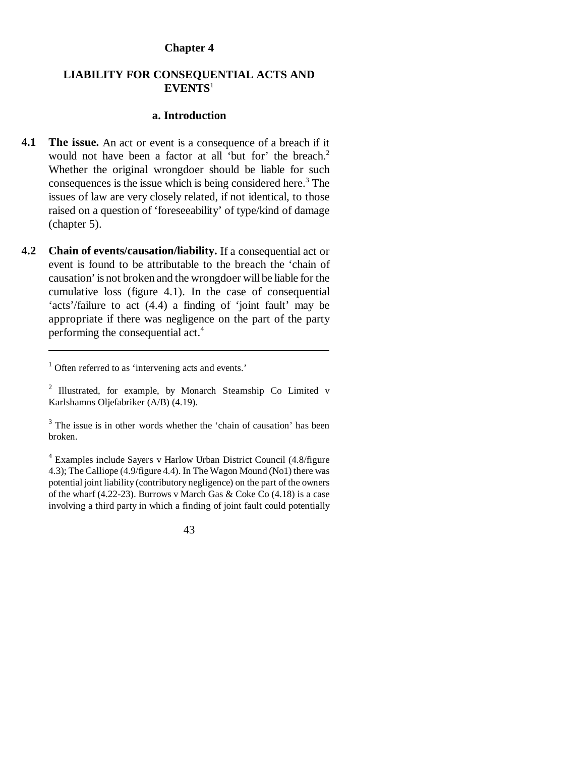# Chapter 4

## LIABILITY FOR CONSEQUENTIAL ACTS AND EVENTS[1]

### a. Introduction

**4.1 The issue.** An act or event is a consequence of a breach if it would not have been a factor at all 'but for' the breach.[2] Whether the original wrongdoer should be liable for such consequences is the issue which is being considered here.[3] The issues of law are very closely related, if not identical, to those raised on a question of 'foreseeability' of type/kind of damage (chapter 5).

**4.2 Chain of events/causation/liability.** If a consequential act or event is found to be attributable to the breach the 'chain of causation' is not broken and the wrongdoer will be liable for the cumulative loss (figure 4.1). In the case of consequential 'acts'/failure to act (4.4) a finding of 'joint fault' may be appropriate if there was negligence on the part of the party performing the consequential act.[4]

---

[1] Often referred to as 'intervening acts and events.'

[2] Illustrated, for example, by Monarch Steamship Co Limited v Karlshamns Oljefabriker (A/B) (4.19).

[3] The issue is in other words whether the 'chain of causation' has been broken.

[4] Examples include Sayers v Harlow Urban District Council (4.8/figure 4.3); The Calliope (4.9/figure 4.4). In The Wagon Mound (No1) there was potential joint liability (contributory negligence) on the part of the owners of the wharf (4.22-23). Burrows v March Gas & Coke Co (4.18) is a case involving a third party in which a finding of joint fault could potentially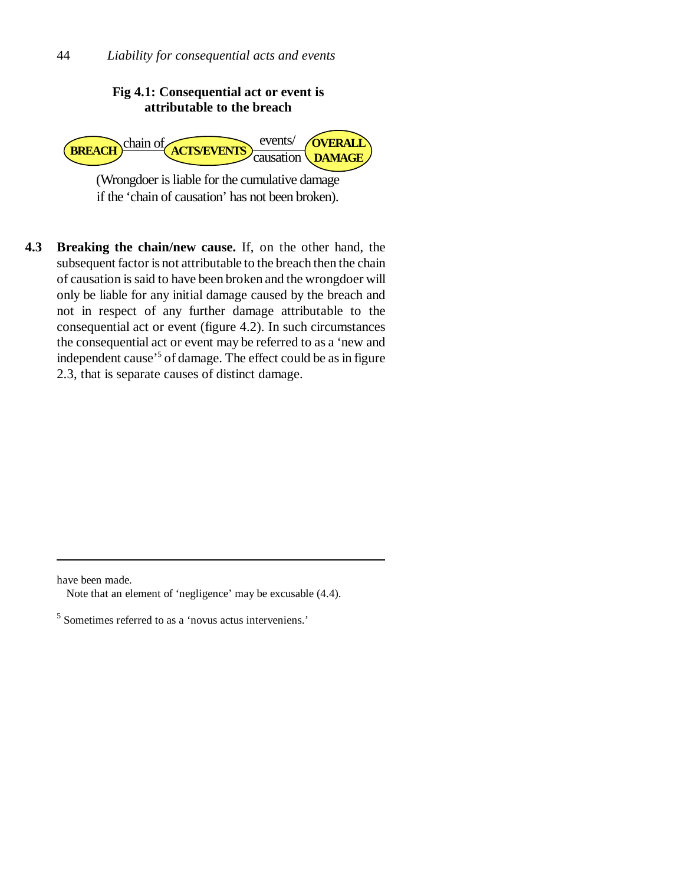**Fig 4.1: Consequential act or event is attributable to the breach**

BREACH —chain of— ACTS/EVENTS —events/causation— OVERALL DAMAGE

(Wrongdoer is liable for the cumulative damage if the 'chain of causation' has not been broken).

**4.3 Breaking the chain/new cause.** If, on the other hand, the subsequent factor is not attributable to the breach then the chain of causation is said to have been broken and the wrongdoer will only be liable for any initial damage caused by the breach and not in respect of any further damage attributable to the consequential act or event (figure 4.2). In such circumstances the consequential act or event may be referred to as a 'new and independent cause'[5] of damage. The effect could be as in figure 2.3, that is separate causes of distinct damage.

---

have been made.

Note that an element of 'negligence' may be excusable (4.4).

[5] Sometimes referred to as a 'novus actus interveniens.'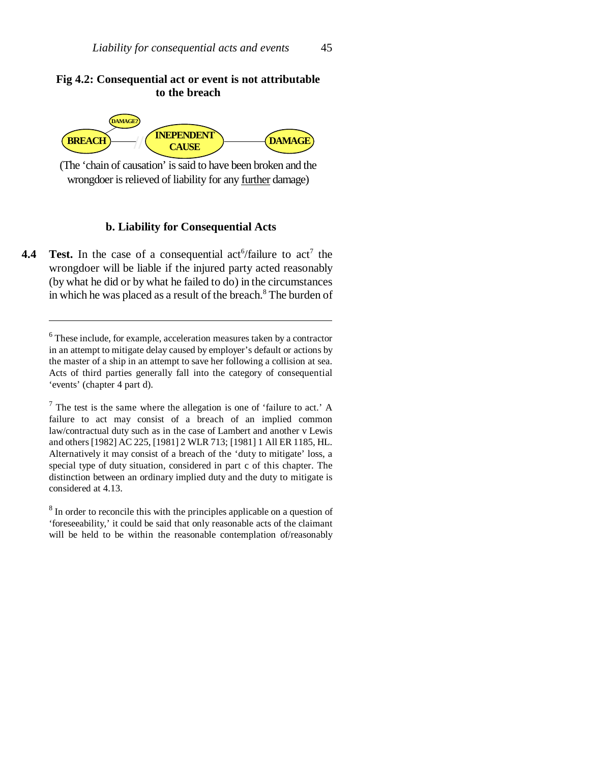**Fig 4.2: Consequential act or event is not attributable to the breach**

BREACH — DAMAGE? — // — INEPENDENT CAUSE — DAMAGE

(The 'chain of causation' is said to have been broken and the wrongdoer is relieved of liability for any <u>further</u> damage)

### b. Liability for Consequential Acts

**4.4 Test.** In the case of a consequential act[6]/failure to act[7] the wrongdoer will be liable if the injured party acted reasonably (by what he did or by what he failed to do) in the circumstances in which he was placed as a result of the breach.[8] The burden of

---

[6] These include, for example, acceleration measures taken by a contractor in an attempt to mitigate delay caused by employer's default or actions by the master of a ship in an attempt to save her following a collision at sea. Acts of third parties generally fall into the category of consequential 'events' (chapter 4 part d).

[7] The test is the same where the allegation is one of 'failure to act.' A failure to act may consist of a breach of an implied common law/contractual duty such as in the case of Lambert and another v Lewis and others [1982] AC 225, [1981] 2 WLR 713; [1981] 1 All ER 1185, HL. Alternatively it may consist of a breach of the 'duty to mitigate' loss, a special type of duty situation, considered in part c of this chapter. The distinction between an ordinary implied duty and the duty to mitigate is considered at 4.13.

[8] In order to reconcile this with the principles applicable on a question of 'foreseeability,' it could be said that only reasonable acts of the claimant will be held to be within the reasonable contemplation of/reasonably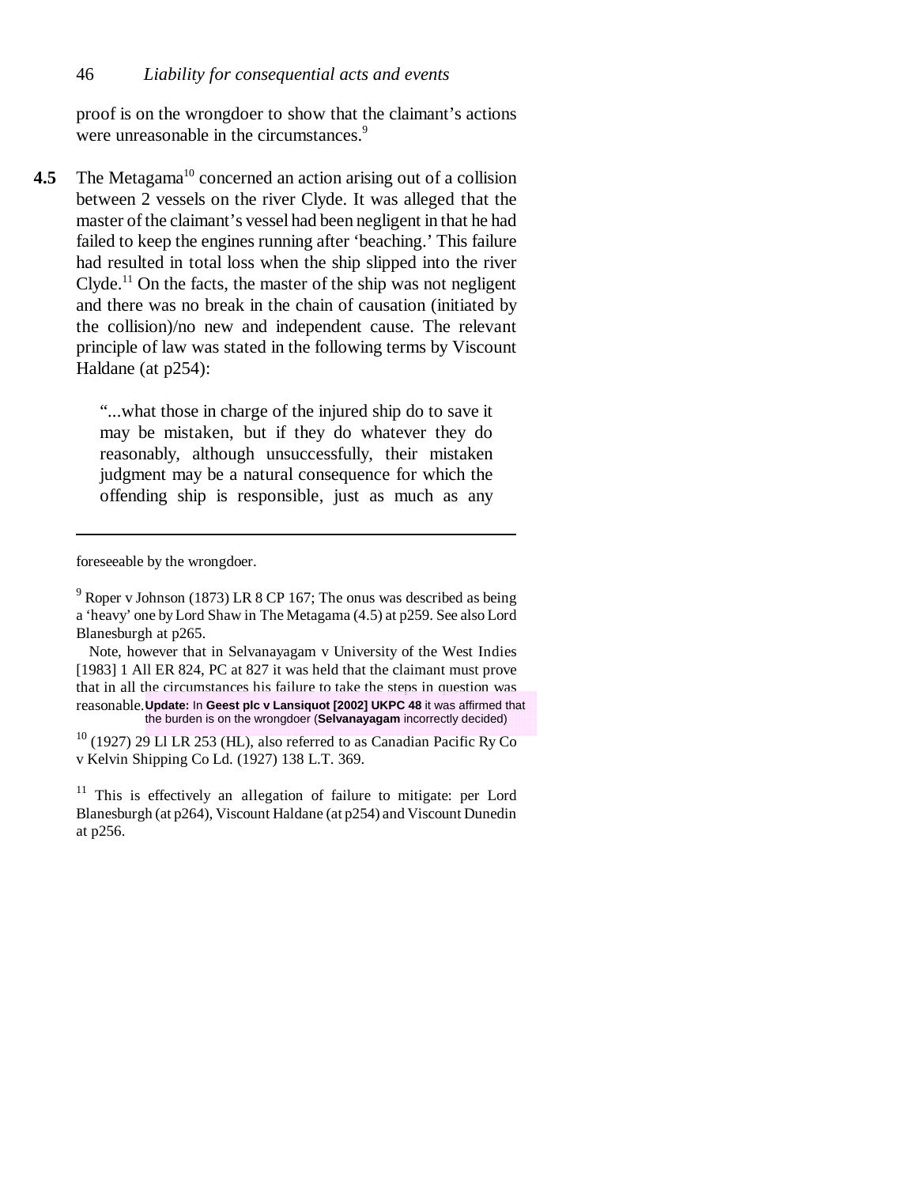proof is on the wrongdoer to show that the claimant's actions were unreasonable in the circumstances.[9]

**4.5** The Metagama[10] concerned an action arising out of a collision between 2 vessels on the river Clyde. It was alleged that the master of the claimant's vessel had been negligent in that he had failed to keep the engines running after 'beaching.' This failure had resulted in total loss when the ship slipped into the river Clyde.[11] On the facts, the master of the ship was not negligent and there was no break in the chain of causation (initiated by the collision)/no new and independent cause. The relevant principle of law was stated in the following terms by Viscount Haldane (at p254):

> "...what those in charge of the injured ship do to save it may be mistaken, but if they do whatever they do reasonably, although unsuccessfully, their mistaken judgment may be a natural consequence for which the offending ship is responsible, just as much as any

---

foreseeable by the wrongdoer.

[9] Roper v Johnson (1873) LR 8 CP 167; The onus was described as being a 'heavy' one by Lord Shaw in The Metagama (4.5) at p259. See also Lord Blanesburgh at p265.

Note, however that in Selvanayagam v University of the West Indies [1983] 1 All ER 824, PC at 827 it was held that the claimant must prove that in all the circumstances his failure to take the steps in question was reasonable. **Update:** In **Geest plc v Lansiquot [2002] UKPC 48** it was affirmed that the burden is on the wrongdoer (**Selvanayagam** incorrectly decided)

[10] (1927) 29 Ll LR 253 (HL), also referred to as Canadian Pacific Ry Co v Kelvin Shipping Co Ld. (1927) 138 L.T. 369.

[11] This is effectively an allegation of failure to mitigate: per Lord Blanesburgh (at p264), Viscount Haldane (at p254) and Viscount Dunedin at p256.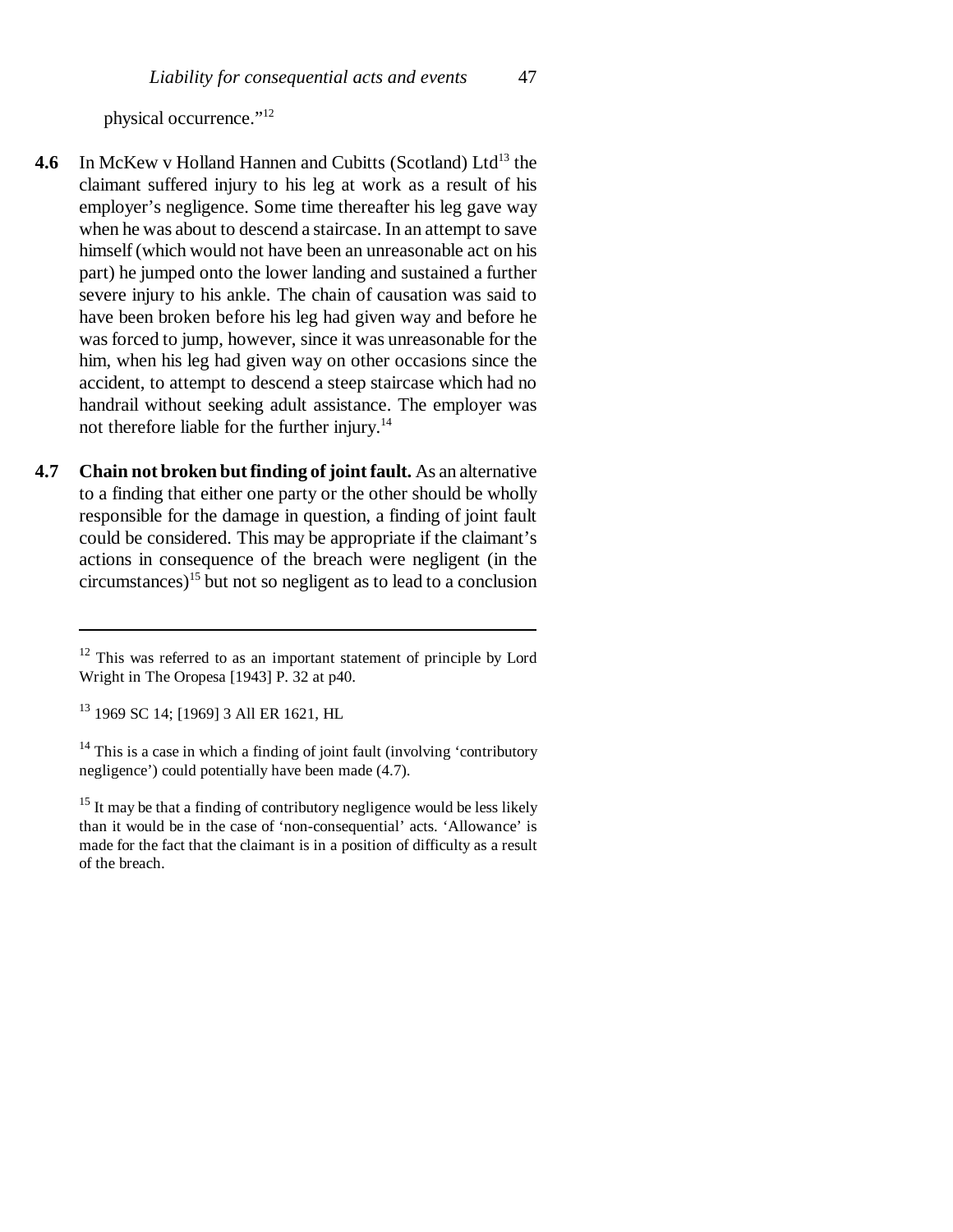physical occurrence."[12]

**4.6** In McKew v Holland Hannen and Cubitts (Scotland) Ltd[13] the claimant suffered injury to his leg at work as a result of his employer's negligence. Some time thereafter his leg gave way when he was about to descend a staircase. In an attempt to save himself (which would not have been an unreasonable act on his part) he jumped onto the lower landing and sustained a further severe injury to his ankle. The chain of causation was said to have been broken before his leg had given way and before he was forced to jump, however, since it was unreasonable for the him, when his leg had given way on other occasions since the accident, to attempt to descend a steep staircase which had no handrail without seeking adult assistance. The employer was not therefore liable for the further injury.[14]

**4.7** **Chain not broken but finding of joint fault.** As an alternative to a finding that either one party or the other should be wholly responsible for the damage in question, a finding of joint fault could be considered. This may be appropriate if the claimant's actions in consequence of the breach were negligent (in the circumstances)[15] but not so negligent as to lead to a conclusion

---

[12] This was referred to as an important statement of principle by Lord Wright in The Oropesa [1943] P. 32 at p40.

[13] 1969 SC 14; [1969] 3 All ER 1621, HL

[14] This is a case in which a finding of joint fault (involving 'contributory negligence') could potentially have been made (4.7).

[15] It may be that a finding of contributory negligence would be less likely than it would be in the case of 'non-consequential' acts. 'Allowance' is made for the fact that the claimant is in a position of difficulty as a result of the breach.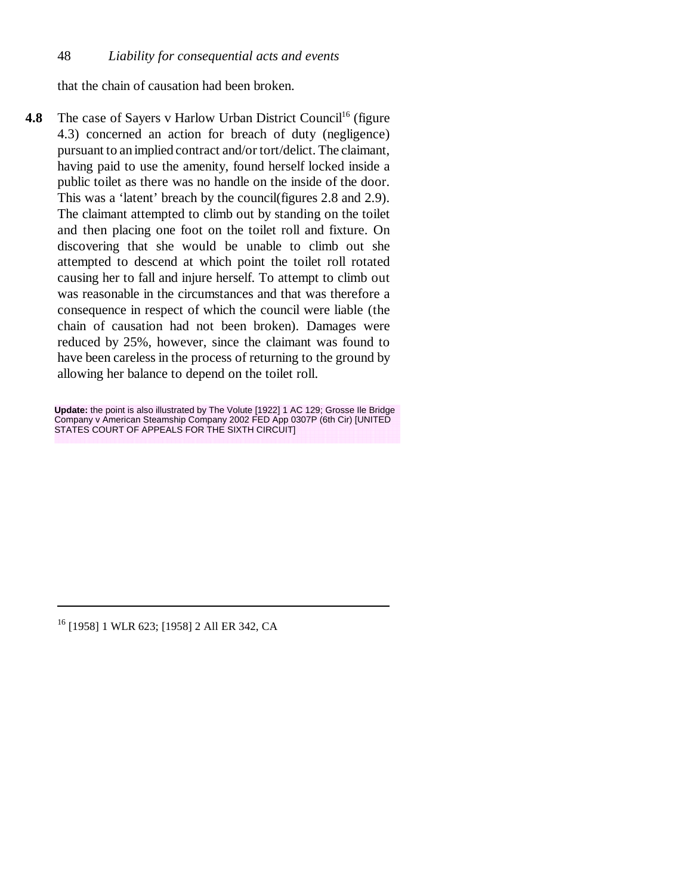that the chain of causation had been broken.

**4.8** The case of Sayers v Harlow Urban District Council[16] (figure 4.3) concerned an action for breach of duty (negligence) pursuant to an implied contract and/or tort/delict. The claimant, having paid to use the amenity, found herself locked inside a public toilet as there was no handle on the inside of the door. This was a 'latent' breach by the council(figures 2.8 and 2.9). The claimant attempted to climb out by standing on the toilet and then placing one foot on the toilet roll and fixture. On discovering that she would be unable to climb out she attempted to descend at which point the toilet roll rotated causing her to fall and injure herself. To attempt to climb out was reasonable in the circumstances and that was therefore a consequence in respect of which the council were liable (the chain of causation had not been broken). Damages were reduced by 25%, however, since the claimant was found to have been careless in the process of returning to the ground by allowing her balance to depend on the toilet roll.

**Update:** the point is also illustrated by The Volute [1922] 1 AC 129; Grosse Ile Bridge Company v American Steamship Company 2002 FED App 0307P (6th Cir) [UNITED STATES COURT OF APPEALS FOR THE SIXTH CIRCUIT]

---

[16] [1958] 1 WLR 623; [1958] 2 All ER 342, CA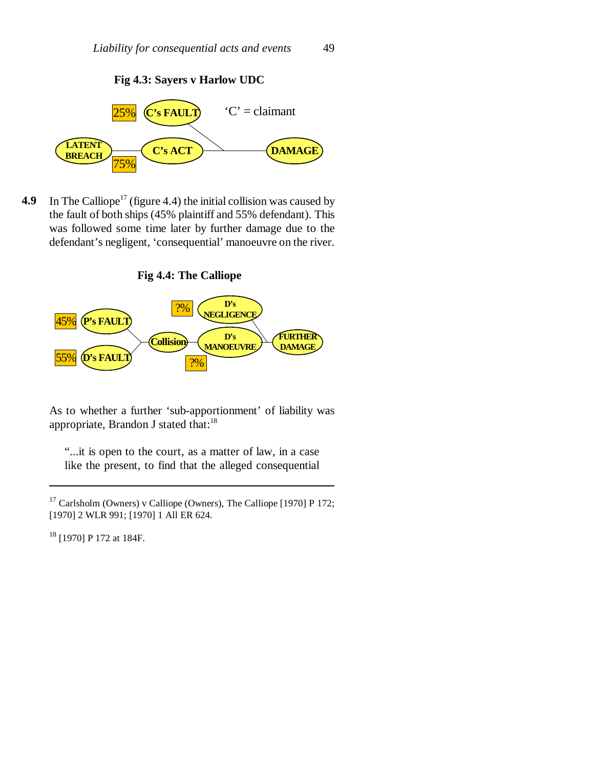**Fig 4.3: Sayers v Harlow UDC**

25% C's FAULT — 'C' = claimant

LATENT BREACH — 75% — C's ACT — DAMAGE

**4.9** In The Calliope[17] (figure 4.4) the initial collision was caused by the fault of both ships (45% plaintiff and 55% defendant). This was followed some time later by further damage due to the defendant's negligent, 'consequential' manoeuvre on the river.

**Fig 4.4: The Calliope**

45% P's FAULT

55% D's FAULT

Collision

?% D's NEGLIGENCE

D's MANOEUVRE ?%

FURTHER DAMAGE

As to whether a further 'sub-apportionment' of liability was appropriate, Brandon J stated that:[18]

> "...it is open to the court, as a matter of law, in a case like the present, to find that the alleged consequential

---

[17] Carlsholm (Owners) v Calliope (Owners), The Calliope [1970] P 172; [1970] 2 WLR 991; [1970] 1 All ER 624.

[18] [1970] P 172 at 184F.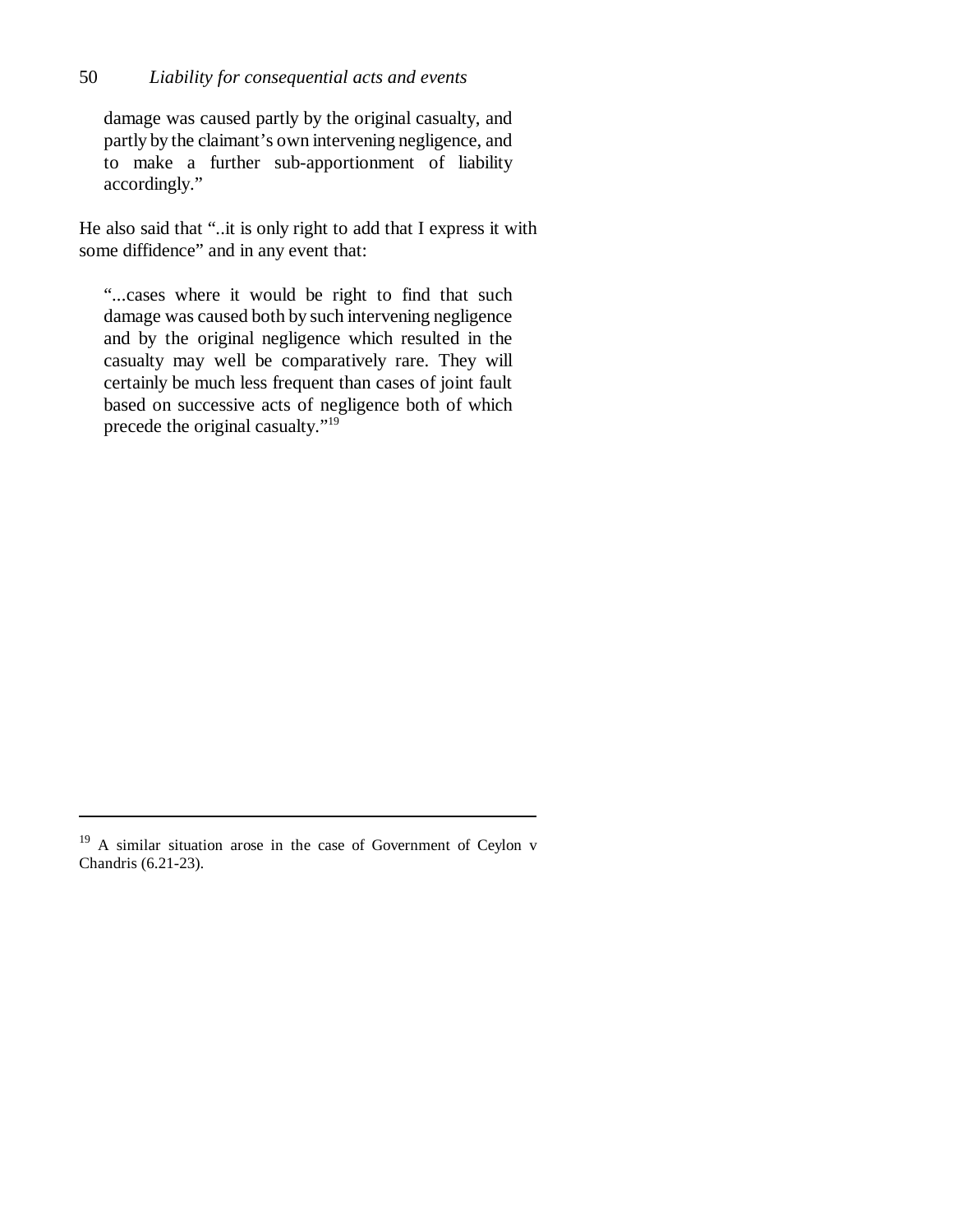> damage was caused partly by the original casualty, and partly by the claimant's own intervening negligence, and to make a further sub-apportionment of liability accordingly."

He also said that "..it is only right to add that I express it with some diffidence" and in any event that:

> "...cases where it would be right to find that such damage was caused both by such intervening negligence and by the original negligence which resulted in the casualty may well be comparatively rare. They will certainly be much less frequent than cases of joint fault based on successive acts of negligence both of which precede the original casualty."[19]

---

[19] A similar situation arose in the case of Government of Ceylon v Chandris (6.21-23).